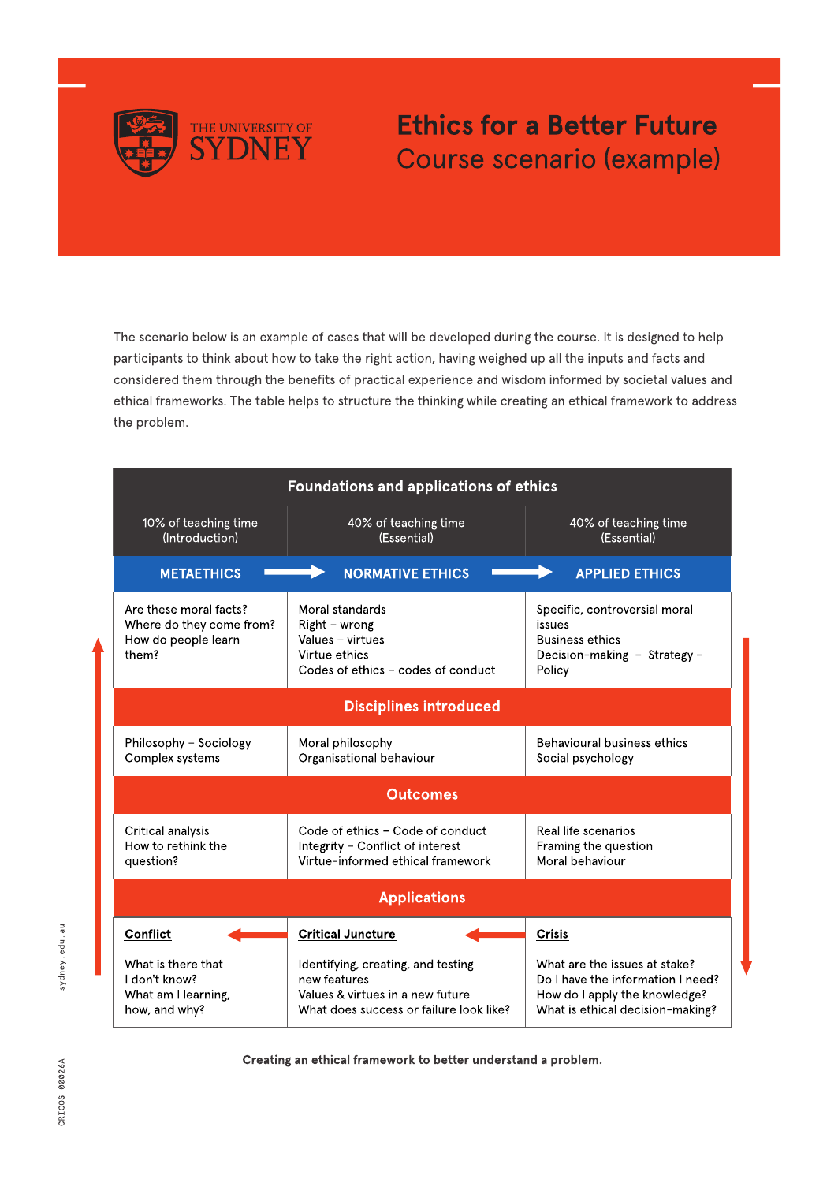THE UNIVERSITY OF SYDNEY

# Ethics for a Better Future
## Course scenario (example)

The scenario below is an example of cases that will be developed during the course. It is designed to help participants to think about how to take the right action, having weighed up all the inputs and facts and considered them through the benefits of practical experience and wisdom informed by societal values and ethical frameworks. The table helps to structure the thinking while creating an ethical framework to address the problem.

| Foundations and applications of ethics | | |
|---|---|---|
| 10% of teaching time (Introduction) | 40% of teaching time (Essential) | 40% of teaching time (Essential) |
| **METAETHICS** → | **NORMATIVE ETHICS** → | **APPLIED ETHICS** |
| Are these moral facts?<br>Where do they come from?<br>How do people learn them? | Moral standards<br>Right – wrong<br>Values – virtues<br>Virtue ethics<br>Codes of ethics – codes of conduct | Specific, controversial moral issues<br>Business ethics<br>Decision-making – Strategy – Policy |
| **Disciplines introduced** | | |
| Philosophy – Sociology<br>Complex systems | Moral philosophy<br>Organisational behaviour | Behavioural business ethics<br>Social psychology |
| **Outcomes** | | |
| Critical analysis<br>How to rethink the question? | Code of ethics – Code of conduct<br>Integrity – Conflict of interest<br>Virtue-informed ethical framework | Real life scenarios<br>Framing the question<br>Moral behaviour |
| **Applications** | | |
| **Conflict** ←<br><br>What is there that I don't know?<br>What am I learning, how, and why? | **Critical Juncture** ←<br><br>Identifying, creating, and testing new features<br>Values & virtues in a new future<br>What does success or failure look like? | **Crisis**<br><br>What are the issues at stake?<br>Do I have the information I need?<br>How do I apply the knowledge?<br>What is ethical decision-making? |

**Creating an ethical framework to better understand a problem.**

sydney.edu.au

CRICOS 00026A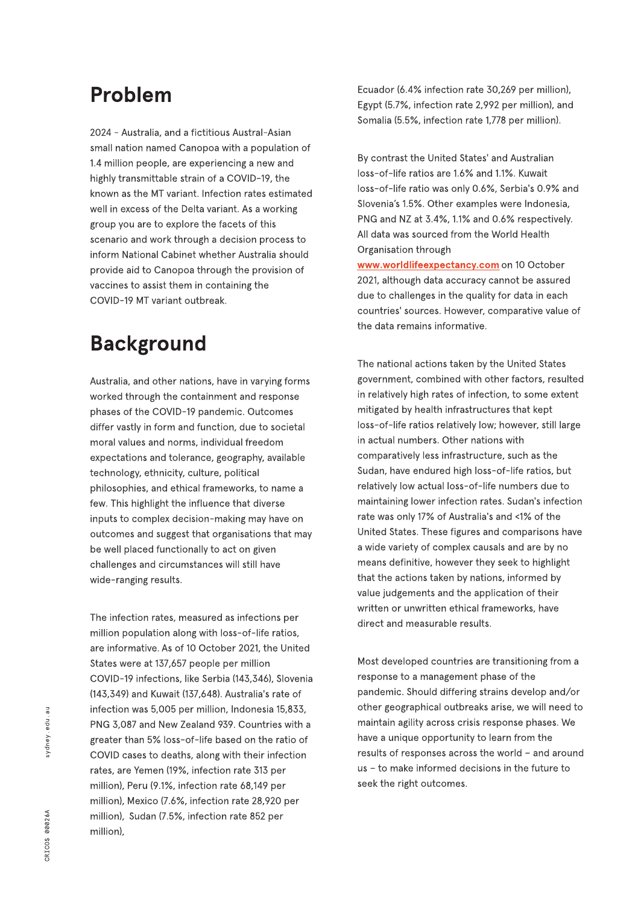## Problem

2024 - Australia, and a fictitious Austral-Asian small nation named Canopoa with a population of 1.4 million people, are experiencing a new and highly transmittable strain of a COVID-19, the known as the MT variant. Infection rates estimated well in excess of the Delta variant. As a working group you are to explore the facets of this scenario and work through a decision process to inform National Cabinet whether Australia should provide aid to Canopoa through the provision of vaccines to assist them in containing the COVID-19 MT variant outbreak.

## Background

Australia, and other nations, have in varying forms worked through the containment and response phases of the COVID-19 pandemic. Outcomes differ vastly in form and function, due to societal moral values and norms, individual freedom expectations and tolerance, geography, available technology, ethnicity, culture, political philosophies, and ethical frameworks, to name a few. This highlight the influence that diverse inputs to complex decision-making may have on outcomes and suggest that organisations that may be well placed functionally to act on given challenges and circumstances will still have wide-ranging results.

The infection rates, measured as infections per million population along with loss-of-life ratios, are informative. As of 10 October 2021, the United States were at 137,657 people per million COVID-19 infections, like Serbia (143,346), Slovenia (143,349) and Kuwait (137,648). Australia's rate of infection was 5,005 per million, Indonesia 15,833, PNG 3,087 and New Zealand 939. Countries with a greater than 5% loss-of-life based on the ratio of COVID cases to deaths, along with their infection rates, are Yemen (19%, infection rate 313 per million), Peru (9.1%, infection rate 68,149 per million), Mexico (7.6%, infection rate 28,920 per million), Sudan (7.5%, infection rate 852 per million), Ecuador (6.4% infection rate 30,269 per million), Egypt (5.7%, infection rate 2,992 per million), and Somalia (5.5%, infection rate 1,778 per million).

By contrast the United States' and Australian loss-of-life ratios are 1.6% and 1.1%. Kuwait loss-of-life ratio was only 0.6%, Serbia's 0.9% and Slovenia's 1.5%. Other examples were Indonesia, PNG and NZ at 3.4%, 1.1% and 0.6% respectively. All data was sourced from the World Health Organisation through www.worldlifeexpectancy.com on 10 October 2021, although data accuracy cannot be assured due to challenges in the quality for data in each countries' sources. However, comparative value of the data remains informative.

The national actions taken by the United States government, combined with other factors, resulted in relatively high rates of infection, to some extent mitigated by health infrastructures that kept loss-of-life ratios relatively low; however, still large in actual numbers. Other nations with comparatively less infrastructure, such as the Sudan, have endured high loss-of-life ratios, but relatively low actual loss-of-life numbers due to maintaining lower infection rates. Sudan's infection rate was only 17% of Australia's and <1% of the United States. These figures and comparisons have a wide variety of complex causals and are by no means definitive, however they seek to highlight that the actions taken by nations, informed by value judgements and the application of their written or unwritten ethical frameworks, have direct and measurable results.

Most developed countries are transitioning from a response to a management phase of the pandemic. Should differing strains develop and/or other geographical outbreaks arise, we will need to maintain agility across crisis response phases. We have a unique opportunity to learn from the results of responses across the world – and around us – to make informed decisions in the future to seek the right outcomes.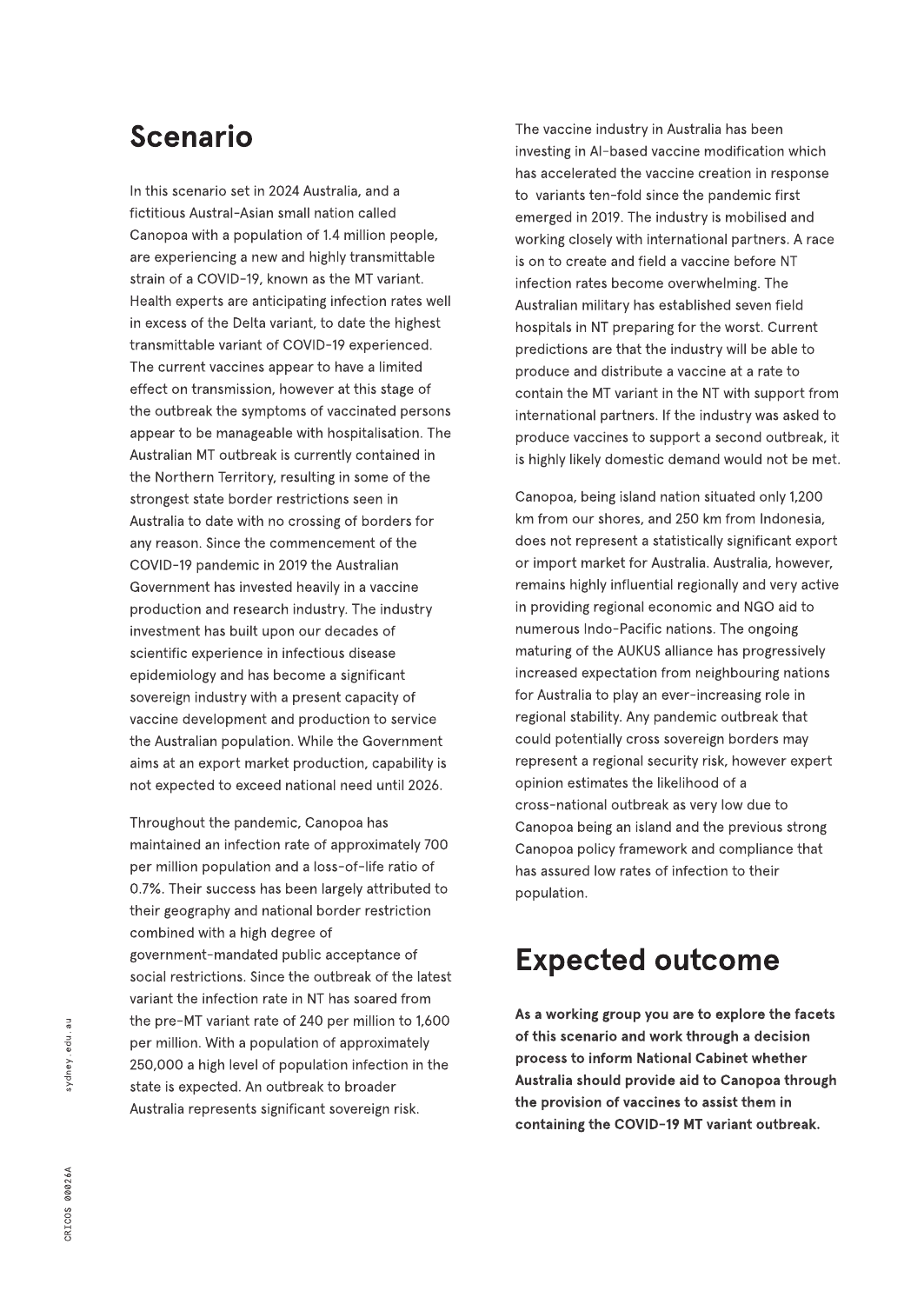# Scenario

In this scenario set in 2024 Australia, and a fictitious Austral-Asian small nation called Canopoa with a population of 1.4 million people, are experiencing a new and highly transmittable strain of a COVID-19, known as the MT variant. Health experts are anticipating infection rates well in excess of the Delta variant, to date the highest transmittable variant of COVID-19 experienced. The current vaccines appear to have a limited effect on transmission, however at this stage of the outbreak the symptoms of vaccinated persons appear to be manageable with hospitalisation. The Australian MT outbreak is currently contained in the Northern Territory, resulting in some of the strongest state border restrictions seen in Australia to date with no crossing of borders for any reason. Since the commencement of the COVID-19 pandemic in 2019 the Australian Government has invested heavily in a vaccine production and research industry. The industry investment has built upon our decades of scientific experience in infectious disease epidemiology and has become a significant sovereign industry with a present capacity of vaccine development and production to service the Australian population. While the Government aims at an export market production, capability is not expected to exceed national need until 2026.

Throughout the pandemic, Canopoa has maintained an infection rate of approximately 700 per million population and a loss-of-life ratio of 0.7%. Their success has been largely attributed to their geography and national border restriction combined with a high degree of government-mandated public acceptance of social restrictions. Since the outbreak of the latest variant the infection rate in NT has soared from the pre-MT variant rate of 240 per million to 1,600 per million. With a population of approximately 250,000 a high level of population infection in the state is expected. An outbreak to broader Australia represents significant sovereign risk.

The vaccine industry in Australia has been investing in AI-based vaccine modification which has accelerated the vaccine creation in response to variants ten-fold since the pandemic first emerged in 2019. The industry is mobilised and working closely with international partners. A race is on to create and field a vaccine before NT infection rates become overwhelming. The Australian military has established seven field hospitals in NT preparing for the worst. Current predictions are that the industry will be able to produce and distribute a vaccine at a rate to contain the MT variant in the NT with support from international partners. If the industry was asked to produce vaccines to support a second outbreak, it is highly likely domestic demand would not be met.

Canopoa, being island nation situated only 1,200 km from our shores, and 250 km from Indonesia, does not represent a statistically significant export or import market for Australia. Australia, however, remains highly influential regionally and very active in providing regional economic and NGO aid to numerous Indo-Pacific nations. The ongoing maturing of the AUKUS alliance has progressively increased expectation from neighbouring nations for Australia to play an ever-increasing role in regional stability. Any pandemic outbreak that could potentially cross sovereign borders may represent a regional security risk, however expert opinion estimates the likelihood of a cross-national outbreak as very low due to Canopoa being an island and the previous strong Canopoa policy framework and compliance that has assured low rates of infection to their population.

# Expected outcome

**As a working group you are to explore the facets of this scenario and work through a decision process to inform National Cabinet whether Australia should provide aid to Canopoa through the provision of vaccines to assist them in containing the COVID-19 MT variant outbreak.**